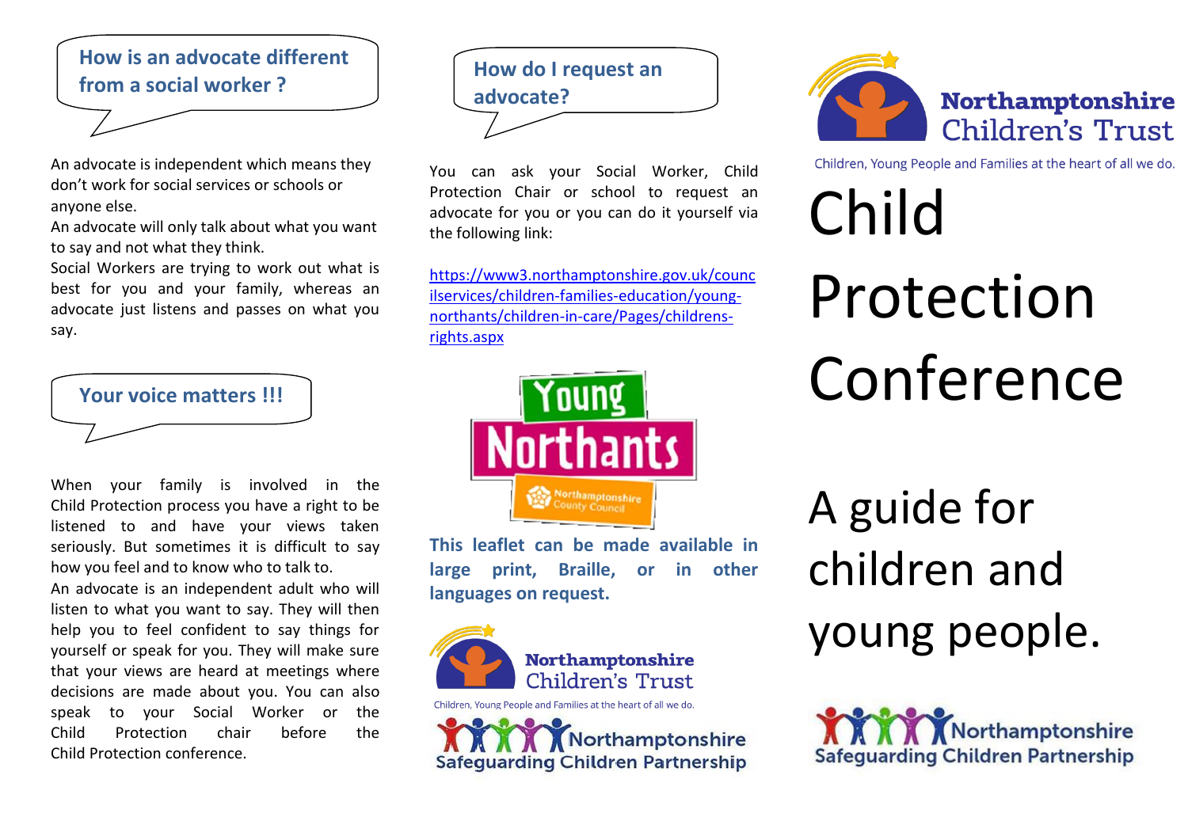## How is an advocate different from a social worker ?

An advocate is independent which means they don't work for social services or schools or anyone else.
An advocate will only talk about what you want to say and not what they think.
Social Workers are trying to work out what is best for you and your family, whereas an advocate just listens and passes on what you say.

## Your voice matters !!!

When your family is involved in the Child Protection process you have a right to be listened to and have your views taken seriously. But sometimes it is difficult to say how you feel and to know who to talk to.
An advocate is an independent adult who will listen to what you want to say. They will then help you to feel confident to say things for yourself or speak for you. They will make sure that your views are heard at meetings where decisions are made about you. You can also speak to your Social Worker or the Child Protection chair before the Child Protection conference.

## How do I request an advocate?

You can ask your Social Worker, Child Protection Chair or school to request an advocate for you or you can do it yourself via the following link:

https://www3.northamptonshire.gov.uk/councilservices/children-families-education/young-northants/children-in-care/Pages/childrens-rights.aspx

Young Northants
Northamptonshire County Council

**This leaflet can be made available in large print, Braille, or in other languages on request.**

Northamptonshire Children's Trust
Children, Young People and Families at the heart of all we do.

Northamptonshire Safeguarding Children Partnership

Northamptonshire Children's Trust
Children, Young People and Families at the heart of all we do.

# Child Protection Conference

# A guide for children and young people.

Northamptonshire Safeguarding Children Partnership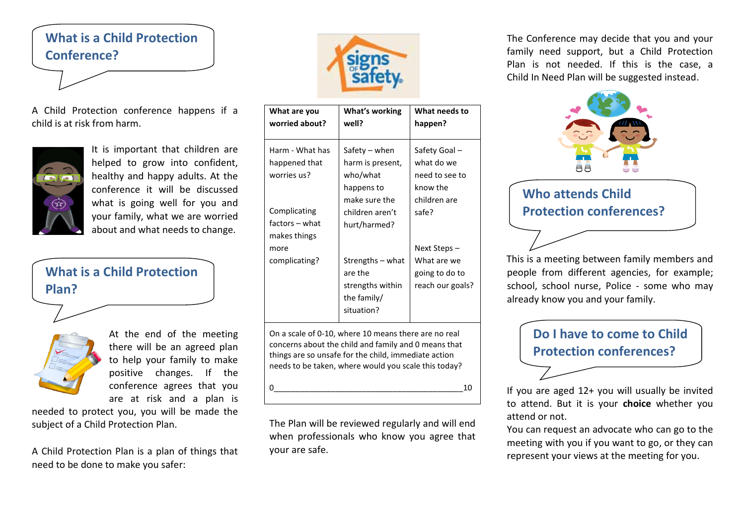## What is a Child Protection Conference?

A Child Protection conference happens if a child is at risk from harm.

It is important that children are helped to grow into confident, healthy and happy adults. At the conference it will be discussed what is going well for you and your family, what we are worried about and what needs to change.

## What is a Child Protection Plan?

At the end of the meeting there will be an agreed plan to help your family to make positive changes. If the conference agrees that you are at risk and a plan is needed to protect you, you will be made the subject of a Child Protection Plan.

A Child Protection Plan is a plan of things that need to be done to make you safer:

| What are you worried about? | What's working well? | What needs to happen? |
|---|---|---|
| Harm - What has happened that worries us?<br><br>Complicating factors – what makes things more complicating? | Safety – when harm is present, who/what happens to make sure the children aren't hurt/harmed?<br><br>Strengths – what are the strengths within the family/ situation? | Safety Goal – what do we need to see to know the children are safe?<br><br>Next Steps – What are we going to do to reach our goals? |
| On a scale of 0-10, where 10 means there are no real concerns about the child and family and 0 means that things are so unsafe for the child, immediate action needs to be taken, where would you scale this today?<br><br>0\_\_\_\_\_\_\_\_\_\_\_\_\_\_\_\_\_\_\_\_\_\_\_\_\_\_\_\_\_\_\_\_\_\_\_\_\_\_\_\_10 | | |

The Plan will be reviewed regularly and will end when professionals who know you agree that your are safe.

The Conference may decide that you and your family need support, but a Child Protection Plan is not needed. If this is the case, a Child In Need Plan will be suggested instead.

## Who attends Child Protection conferences?

This is a meeting between family members and people from different agencies, for example; school, school nurse, Police - some who may already know you and your family.

## Do I have to come to Child Protection conferences?

If you are aged 12+ you will usually be invited to attend. But it is your **choice** whether you attend or not.

You can request an advocate who can go to the meeting with you if you want to go, or they can represent your views at the meeting for you.